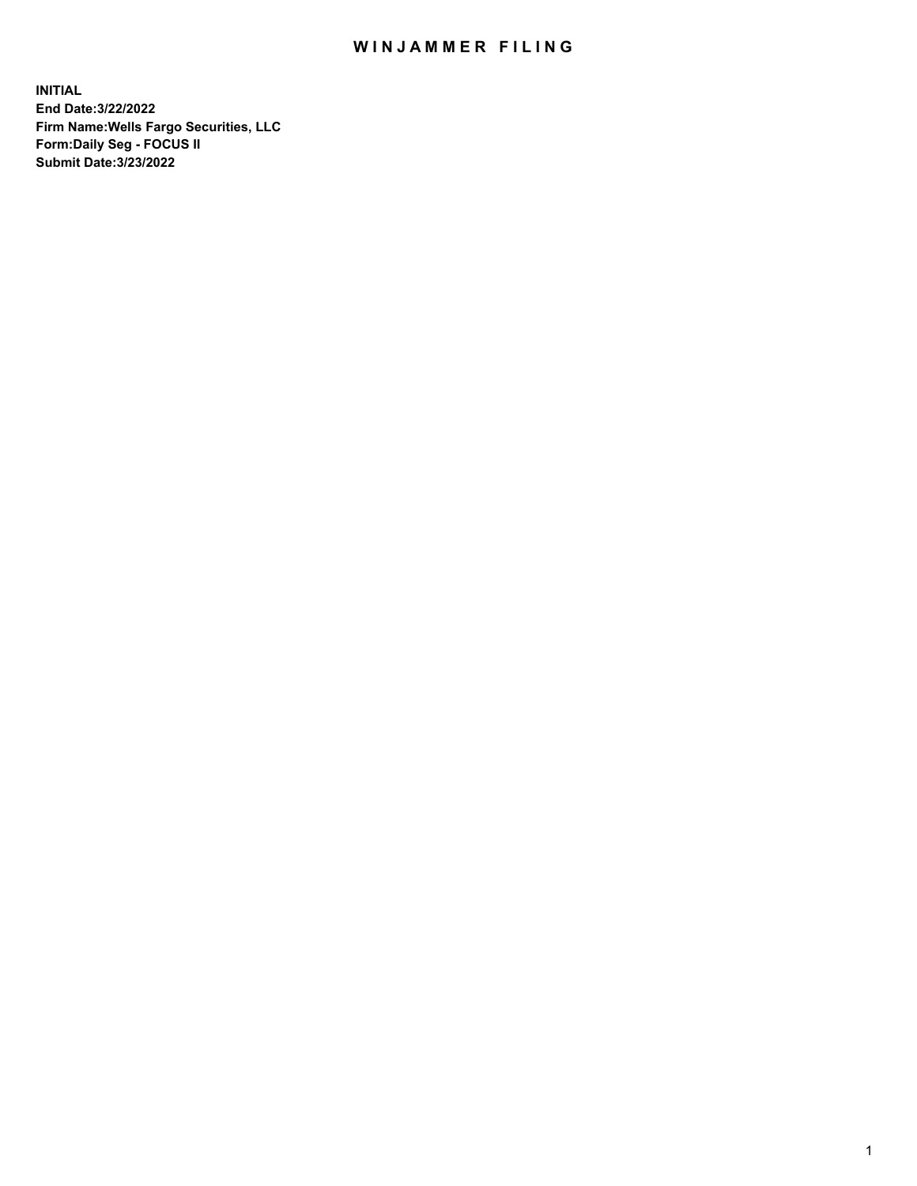# WINJAMMER FILING

**INITIAL**
**End Date:3/22/2022**
**Firm Name:Wells Fargo Securities, LLC**
**Form:Daily Seg - FOCUS II**
**Submit Date:3/23/2022**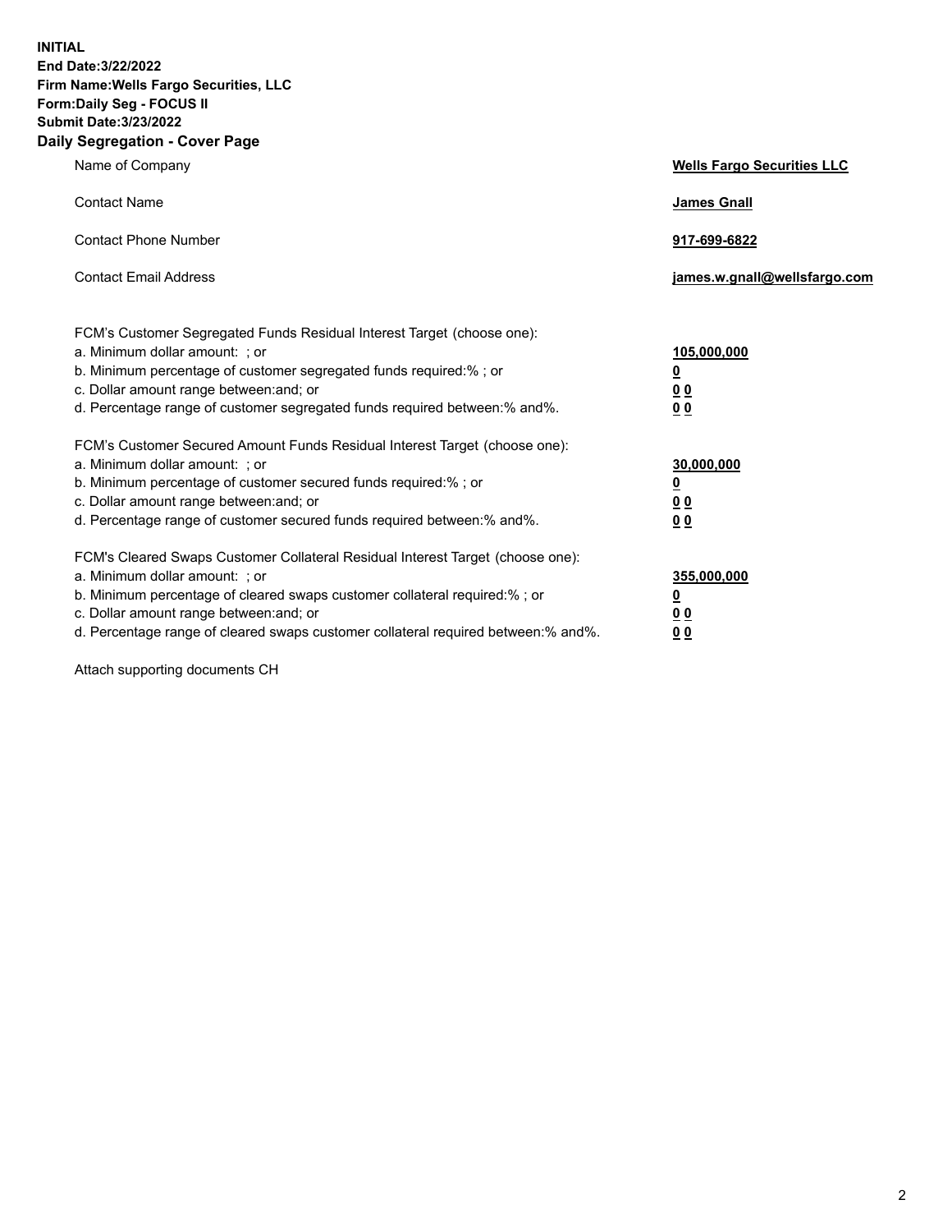**INITIAL**
**End Date:3/22/2022**
**Firm Name:Wells Fargo Securities, LLC**
**Form:Daily Seg - FOCUS II**
**Submit Date:3/23/2022**

## Daily Segregation - Cover Page

| | |
|---|---|
| Name of Company | **Wells Fargo Securities LLC** |
| Contact Name | **James Gnall** |
| Contact Phone Number | **917-699-6822** |
| Contact Email Address | **james.w.gnall@wellsfargo.com** |

| | |
|---|---|
| FCM's Customer Segregated Funds Residual Interest Target (choose one): | |
| a. Minimum dollar amount: ; or | **105,000,000** |
| b. Minimum percentage of customer segregated funds required:% ; or | **0** |
| c. Dollar amount range between:and; or | **0 0** |
| d. Percentage range of customer segregated funds required between:% and%. | **0 0** |
| FCM's Customer Secured Amount Funds Residual Interest Target (choose one): | |
| a. Minimum dollar amount: ; or | **30,000,000** |
| b. Minimum percentage of customer secured funds required:% ; or | **0** |
| c. Dollar amount range between:and; or | **0 0** |
| d. Percentage range of customer secured funds required between:% and%. | **0 0** |
| FCM's Cleared Swaps Customer Collateral Residual Interest Target (choose one): | |
| a. Minimum dollar amount: ; or | **355,000,000** |
| b. Minimum percentage of cleared swaps customer collateral required:% ; or | **0** |
| c. Dollar amount range between:and; or | **0 0** |
| d. Percentage range of cleared swaps customer collateral required between:% and%. | **0 0** |

Attach supporting documents CH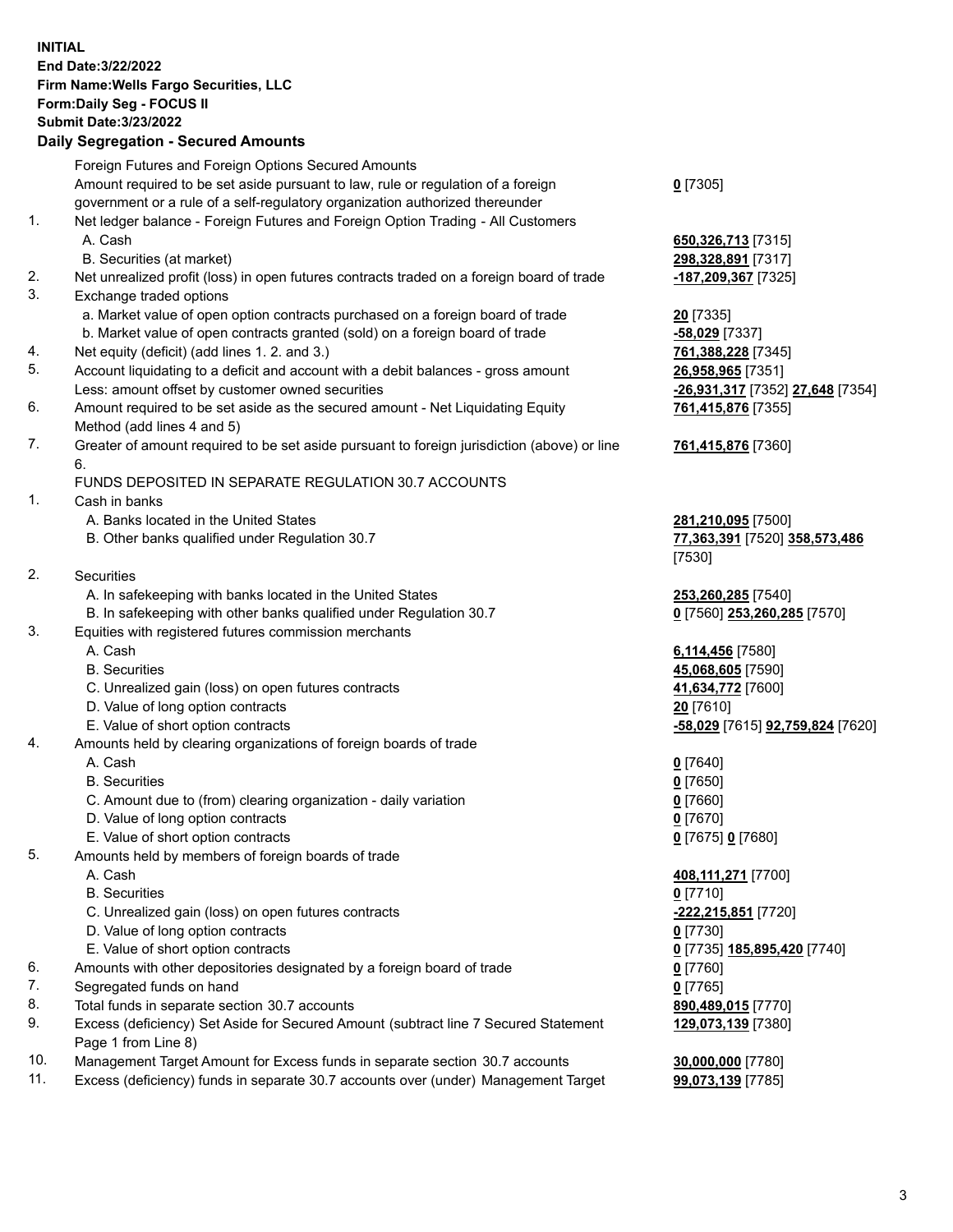**INITIAL**
**End Date:3/22/2022**
**Firm Name:Wells Fargo Securities, LLC**
**Form:Daily Seg - FOCUS II**
**Submit Date:3/23/2022**

## Daily Segregation - Secured Amounts

| | | |
|---|---|---|
| | Foreign Futures and Foreign Options Secured Amounts | |
| | Amount required to be set aside pursuant to law, rule or regulation of a foreign government or a rule of a self-regulatory organization authorized thereunder | **0** [7305] |
| 1. | Net ledger balance - Foreign Futures and Foreign Option Trading - All Customers | |
| | A. Cash | **650,326,713** [7315] |
| | B. Securities (at market) | **298,328,891** [7317] |
| 2. | Net unrealized profit (loss) in open futures contracts traded on a foreign board of trade | **-187,209,367** [7325] |
| 3. | Exchange traded options | |
| | a. Market value of open option contracts purchased on a foreign board of trade | **20** [7335] |
| | b. Market value of open contracts granted (sold) on a foreign board of trade | **-58,029** [7337] |
| 4. | Net equity (deficit) (add lines 1. 2. and 3.) | **761,388,228** [7345] |
| 5. | Account liquidating to a deficit and account with a debit balances - gross amount | **26,958,965** [7351] |
| | Less: amount offset by customer owned securities | **-26,931,317** [7352] **27,648** [7354] |
| 6. | Amount required to be set aside as the secured amount - Net Liquidating Equity Method (add lines 4 and 5) | **761,415,876** [7355] |
| 7. | Greater of amount required to be set aside pursuant to foreign jurisdiction (above) or line 6. | **761,415,876** [7360] |
| | FUNDS DEPOSITED IN SEPARATE REGULATION 30.7 ACCOUNTS | |
| 1. | Cash in banks | |
| | A. Banks located in the United States | **281,210,095** [7500] |
| | B. Other banks qualified under Regulation 30.7 | **77,363,391** [7520] **358,573,486** [7530] |
| 2. | Securities | |
| | A. In safekeeping with banks located in the United States | **253,260,285** [7540] |
| | B. In safekeeping with other banks qualified under Regulation 30.7 | **0** [7560] **253,260,285** [7570] |
| 3. | Equities with registered futures commission merchants | |
| | A. Cash | **6,114,456** [7580] |
| | B. Securities | **45,068,605** [7590] |
| | C. Unrealized gain (loss) on open futures contracts | **41,634,772** [7600] |
| | D. Value of long option contracts | **20** [7610] |
| | E. Value of short option contracts | **-58,029** [7615] **92,759,824** [7620] |
| 4. | Amounts held by clearing organizations of foreign boards of trade | |
| | A. Cash | **0** [7640] |
| | B. Securities | **0** [7650] |
| | C. Amount due to (from) clearing organization - daily variation | **0** [7660] |
| | D. Value of long option contracts | **0** [7670] |
| | E. Value of short option contracts | **0** [7675] **0** [7680] |
| 5. | Amounts held by members of foreign boards of trade | |
| | A. Cash | **408,111,271** [7700] |
| | B. Securities | **0** [7710] |
| | C. Unrealized gain (loss) on open futures contracts | **-222,215,851** [7720] |
| | D. Value of long option contracts | **0** [7730] |
| | E. Value of short option contracts | **0** [7735] **185,895,420** [7740] |
| 6. | Amounts with other depositories designated by a foreign board of trade | **0** [7760] |
| 7. | Segregated funds on hand | **0** [7765] |
| 8. | Total funds in separate section 30.7 accounts | **890,489,015** [7770] |
| 9. | Excess (deficiency) Set Aside for Secured Amount (subtract line 7 Secured Statement Page 1 from Line 8) | **129,073,139** [7380] |
| 10. | Management Target Amount for Excess funds in separate section 30.7 accounts | **30,000,000** [7780] |
| 11. | Excess (deficiency) funds in separate 30.7 accounts over (under) Management Target | **99,073,139** [7785] |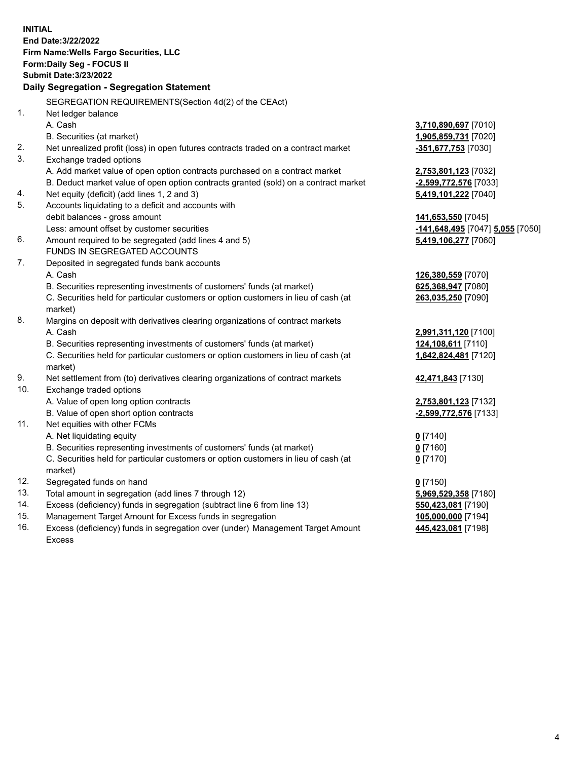**INITIAL**
**End Date:3/22/2022**
**Firm Name:Wells Fargo Securities, LLC**
**Form:Daily Seg - FOCUS II**
**Submit Date:3/23/2022**

## Daily Segregation - Segregation Statement

SEGREGATION REQUIREMENTS(Section 4d(2) of the CEAct)

| | | |
|---|---|---|
| 1. | Net ledger balance | |
| | A. Cash | **3,710,890,697** [7010] |
| | B. Securities (at market) | **1,905,859,731** [7020] |
| 2. | Net unrealized profit (loss) in open futures contracts traded on a contract market | **-351,677,753** [7030] |
| 3. | Exchange traded options | |
| | A. Add market value of open option contracts purchased on a contract market | **2,753,801,123** [7032] |
| | B. Deduct market value of open option contracts granted (sold) on a contract market | **-2,599,772,576** [7033] |
| 4. | Net equity (deficit) (add lines 1, 2 and 3) | **5,419,101,222** [7040] |
| 5. | Accounts liquidating to a deficit and accounts with debit balances - gross amount | **141,653,550** [7045] |
| | Less: amount offset by customer securities | **-141,648,495** [7047] **5,055** [7050] |
| 6. | Amount required to be segregated (add lines 4 and 5) | **5,419,106,277** [7060] |
| | FUNDS IN SEGREGATED ACCOUNTS | |
| 7. | Deposited in segregated funds bank accounts | |
| | A. Cash | **126,380,559** [7070] |
| | B. Securities representing investments of customers' funds (at market) | **625,368,947** [7080] |
| | C. Securities held for particular customers or option customers in lieu of cash (at market) | **263,035,250** [7090] |
| 8. | Margins on deposit with derivatives clearing organizations of contract markets | |
| | A. Cash | **2,991,311,120** [7100] |
| | B. Securities representing investments of customers' funds (at market) | **124,108,611** [7110] |
| | C. Securities held for particular customers or option customers in lieu of cash (at market) | **1,642,824,481** [7120] |
| 9. | Net settlement from (to) derivatives clearing organizations of contract markets | **42,471,843** [7130] |
| 10. | Exchange traded options | |
| | A. Value of open long option contracts | **2,753,801,123** [7132] |
| | B. Value of open short option contracts | **-2,599,772,576** [7133] |
| 11. | Net equities with other FCMs | |
| | A. Net liquidating equity | **0** [7140] |
| | B. Securities representing investments of customers' funds (at market) | **0** [7160] |
| | C. Securities held for particular customers or option customers in lieu of cash (at market) | **0** [7170] |
| 12. | Segregated funds on hand | **0** [7150] |
| 13. | Total amount in segregation (add lines 7 through 12) | **5,969,529,358** [7180] |
| 14. | Excess (deficiency) funds in segregation (subtract line 6 from line 13) | **550,423,081** [7190] |
| 15. | Management Target Amount for Excess funds in segregation | **105,000,000** [7194] |
| 16. | Excess (deficiency) funds in segregation over (under) Management Target Amount Excess | **445,423,081** [7198] |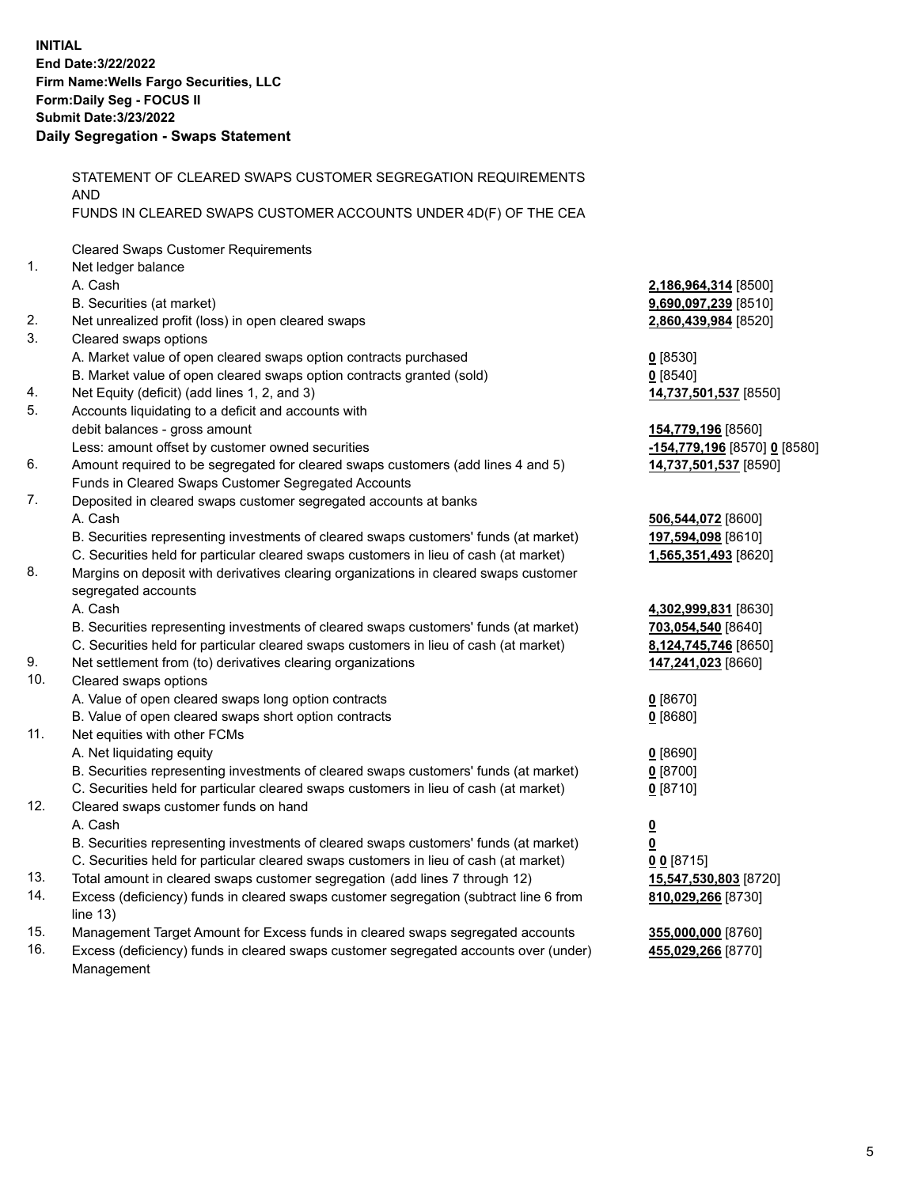**INITIAL**
**End Date:3/22/2022**
**Firm Name:Wells Fargo Securities, LLC**
**Form:Daily Seg - FOCUS II**
**Submit Date:3/23/2022**
**Daily Segregation - Swaps Statement**

STATEMENT OF CLEARED SWAPS CUSTOMER SEGREGATION REQUIREMENTS AND
FUNDS IN CLEARED SWAPS CUSTOMER ACCOUNTS UNDER 4D(F) OF THE CEA

| | | |
|---|---|---|
| | Cleared Swaps Customer Requirements | |
| 1. | Net ledger balance | |
| | A. Cash | **2,186,964,314** [8500] |
| | B. Securities (at market) | **9,690,097,239** [8510] |
| 2. | Net unrealized profit (loss) in open cleared swaps | **2,860,439,984** [8520] |
| 3. | Cleared swaps options | |
| | A. Market value of open cleared swaps option contracts purchased | **0** [8530] |
| | B. Market value of open cleared swaps option contracts granted (sold) | **0** [8540] |
| 4. | Net Equity (deficit) (add lines 1, 2, and 3) | **14,737,501,537** [8550] |
| 5. | Accounts liquidating to a deficit and accounts with debit balances - gross amount | **154,779,196** [8560] |
| | Less: amount offset by customer owned securities | **-154,779,196** [8570] **0** [8580] |
| 6. | Amount required to be segregated for cleared swaps customers (add lines 4 and 5) | **14,737,501,537** [8590] |
| | Funds in Cleared Swaps Customer Segregated Accounts | |
| 7. | Deposited in cleared swaps customer segregated accounts at banks | |
| | A. Cash | **506,544,072** [8600] |
| | B. Securities representing investments of cleared swaps customers' funds (at market) | **197,594,098** [8610] |
| | C. Securities held for particular cleared swaps customers in lieu of cash (at market) | **1,565,351,493** [8620] |
| 8. | Margins on deposit with derivatives clearing organizations in cleared swaps customer segregated accounts | |
| | A. Cash | **4,302,999,831** [8630] |
| | B. Securities representing investments of cleared swaps customers' funds (at market) | **703,054,540** [8640] |
| | C. Securities held for particular cleared swaps customers in lieu of cash (at market) | **8,124,745,746** [8650] |
| 9. | Net settlement from (to) derivatives clearing organizations | **147,241,023** [8660] |
| 10. | Cleared swaps options | |
| | A. Value of open cleared swaps long option contracts | **0** [8670] |
| | B. Value of open cleared swaps short option contracts | **0** [8680] |
| 11. | Net equities with other FCMs | |
| | A. Net liquidating equity | **0** [8690] |
| | B. Securities representing investments of cleared swaps customers' funds (at market) | **0** [8700] |
| | C. Securities held for particular cleared swaps customers in lieu of cash (at market) | **0** [8710] |
| 12. | Cleared swaps customer funds on hand | |
| | A. Cash | **0** |
| | B. Securities representing investments of cleared swaps customers' funds (at market) | **0** |
| | C. Securities held for particular cleared swaps customers in lieu of cash (at market) | **0** **0** [8715] |
| 13. | Total amount in cleared swaps customer segregation (add lines 7 through 12) | **15,547,530,803** [8720] |
| 14. | Excess (deficiency) funds in cleared swaps customer segregation (subtract line 6 from line 13) | **810,029,266** [8730] |
| 15. | Management Target Amount for Excess funds in cleared swaps segregated accounts | **355,000,000** [8760] |
| 16. | Excess (deficiency) funds in cleared swaps customer segregated accounts over (under) Management | **455,029,266** [8770] |